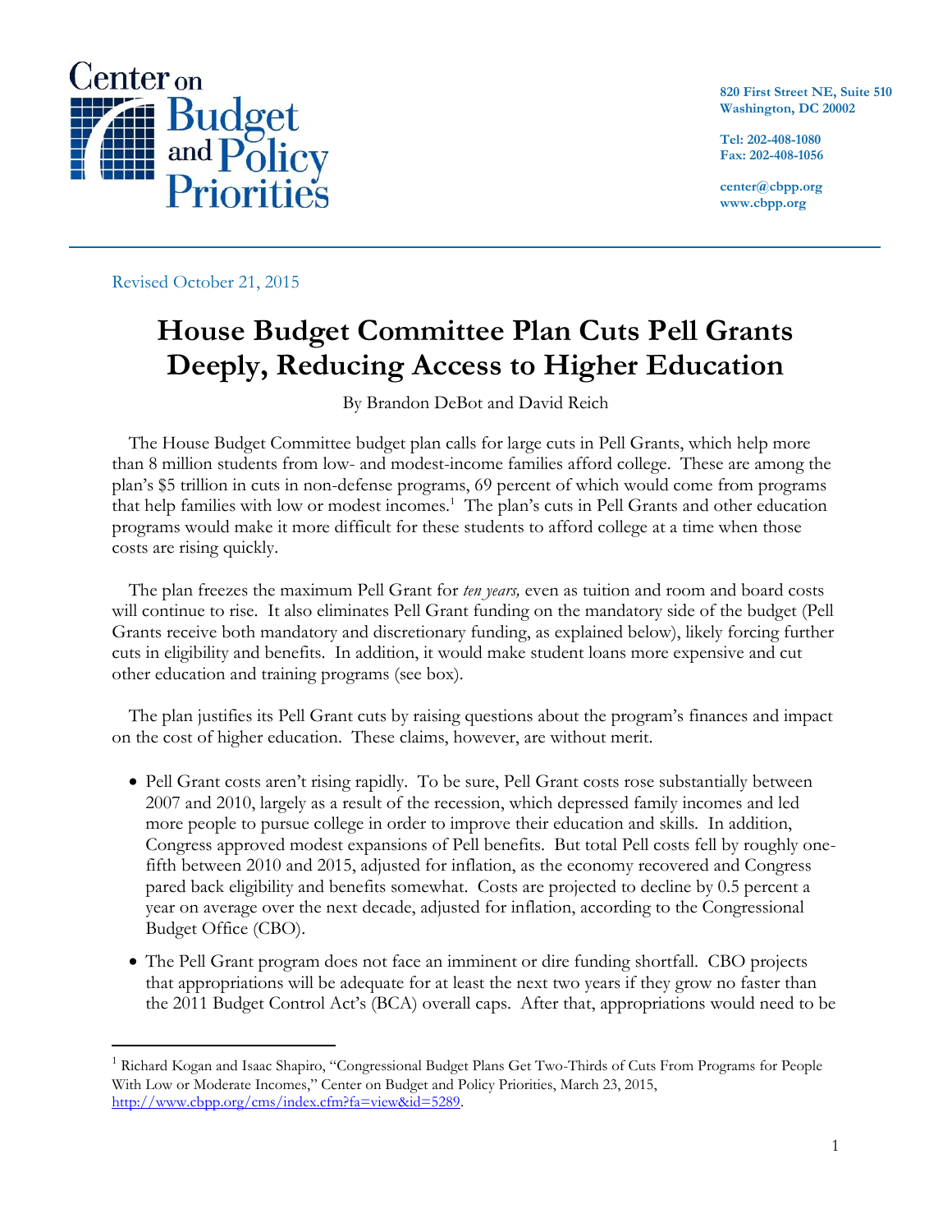Center on Budget and Policy Priorities

820 First Street NE, Suite 510
Washington, DC 20002

Tel: 202-408-1080
Fax: 202-408-1056

center@cbpp.org
www.cbpp.org

Revised October 21, 2015

# House Budget Committee Plan Cuts Pell Grants Deeply, Reducing Access to Higher Education

By Brandon DeBot and David Reich

The House Budget Committee budget plan calls for large cuts in Pell Grants, which help more than 8 million students from low- and modest-income families afford college. These are among the plan's $5 trillion in cuts in non-defense programs, 69 percent of which would come from programs that help families with low or modest incomes.[1] The plan's cuts in Pell Grants and other education programs would make it more difficult for these students to afford college at a time when those costs are rising quickly.

The plan freezes the maximum Pell Grant for *ten years,* even as tuition and room and board costs will continue to rise. It also eliminates Pell Grant funding on the mandatory side of the budget (Pell Grants receive both mandatory and discretionary funding, as explained below), likely forcing further cuts in eligibility and benefits. In addition, it would make student loans more expensive and cut other education and training programs (see box).

The plan justifies its Pell Grant cuts by raising questions about the program's finances and impact on the cost of higher education. These claims, however, are without merit.

- Pell Grant costs aren't rising rapidly. To be sure, Pell Grant costs rose substantially between 2007 and 2010, largely as a result of the recession, which depressed family incomes and led more people to pursue college in order to improve their education and skills. In addition, Congress approved modest expansions of Pell benefits. But total Pell costs fell by roughly one-fifth between 2010 and 2015, adjusted for inflation, as the economy recovered and Congress pared back eligibility and benefits somewhat. Costs are projected to decline by 0.5 percent a year on average over the next decade, adjusted for inflation, according to the Congressional Budget Office (CBO).
- The Pell Grant program does not face an imminent or dire funding shortfall. CBO projects that appropriations will be adequate for at least the next two years if they grow no faster than the 2011 Budget Control Act's (BCA) overall caps. After that, appropriations would need to be

[1] Richard Kogan and Isaac Shapiro, "Congressional Budget Plans Get Two-Thirds of Cuts From Programs for People With Low or Moderate Incomes," Center on Budget and Policy Priorities, March 23, 2015, http://www.cbpp.org/cms/index.cfm?fa=view&id=5289.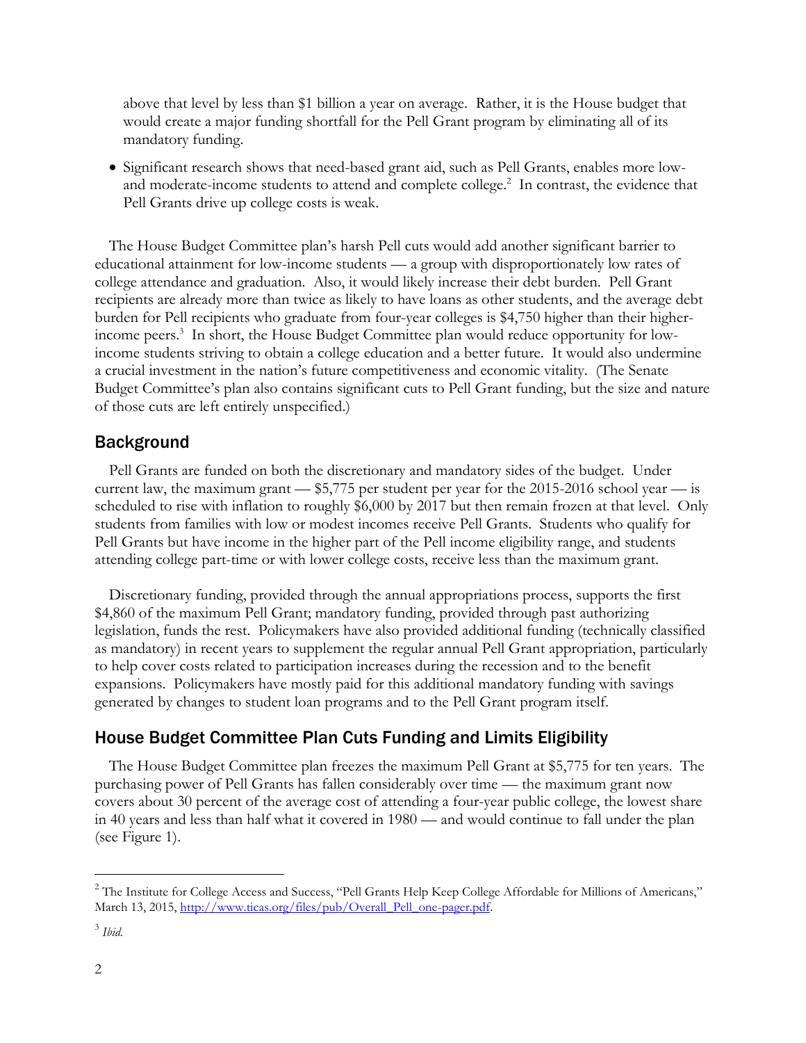above that level by less than $1 billion a year on average. Rather, it is the House budget that would create a major funding shortfall for the Pell Grant program by eliminating all of its mandatory funding.

- Significant research shows that need-based grant aid, such as Pell Grants, enables more low- and moderate-income students to attend and complete college.[2] In contrast, the evidence that Pell Grants drive up college costs is weak.

The House Budget Committee plan's harsh Pell cuts would add another significant barrier to educational attainment for low-income students — a group with disproportionately low rates of college attendance and graduation. Also, it would likely increase their debt burden. Pell Grant recipients are already more than twice as likely to have loans as other students, and the average debt burden for Pell recipients who graduate from four-year colleges is $4,750 higher than their higher-income peers.[3] In short, the House Budget Committee plan would reduce opportunity for low-income students striving to obtain a college education and a better future. It would also undermine a crucial investment in the nation's future competitiveness and economic vitality. (The Senate Budget Committee's plan also contains significant cuts to Pell Grant funding, but the size and nature of those cuts are left entirely unspecified.)

## Background

Pell Grants are funded on both the discretionary and mandatory sides of the budget. Under current law, the maximum grant — $5,775 per student per year for the 2015-2016 school year — is scheduled to rise with inflation to roughly $6,000 by 2017 but then remain frozen at that level. Only students from families with low or modest incomes receive Pell Grants. Students who qualify for Pell Grants but have income in the higher part of the Pell income eligibility range, and students attending college part-time or with lower college costs, receive less than the maximum grant.

Discretionary funding, provided through the annual appropriations process, supports the first $4,860 of the maximum Pell Grant; mandatory funding, provided through past authorizing legislation, funds the rest. Policymakers have also provided additional funding (technically classified as mandatory) in recent years to supplement the regular annual Pell Grant appropriation, particularly to help cover costs related to participation increases during the recession and to the benefit expansions. Policymakers have mostly paid for this additional mandatory funding with savings generated by changes to student loan programs and to the Pell Grant program itself.

## House Budget Committee Plan Cuts Funding and Limits Eligibility

The House Budget Committee plan freezes the maximum Pell Grant at $5,775 for ten years. The purchasing power of Pell Grants has fallen considerably over time — the maximum grant now covers about 30 percent of the average cost of attending a four-year public college, the lowest share in 40 years and less than half what it covered in 1980 — and would continue to fall under the plan (see Figure 1).

---

[2] The Institute for College Access and Success, "Pell Grants Help Keep College Affordable for Millions of Americans," March 13, 2015, http://www.ticas.org/files/pub/Overall_Pell_one-pager.pdf.

[3] *Ibid.*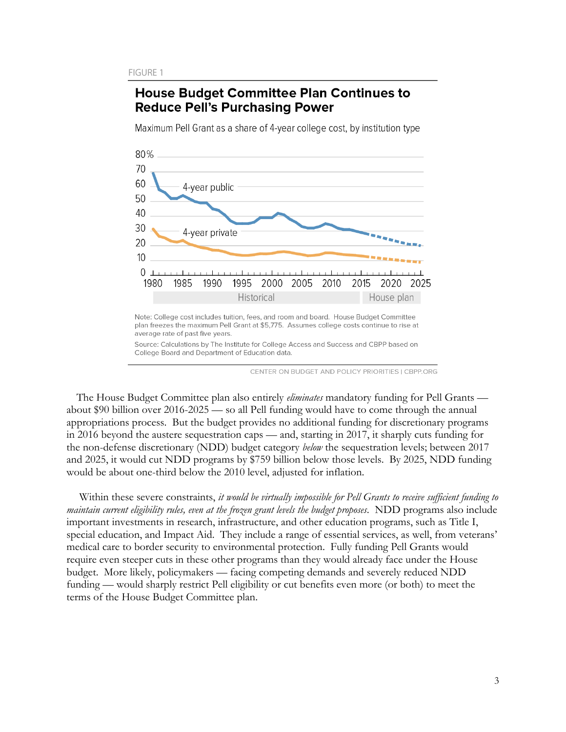FIGURE 1

**House Budget Committee Plan Continues to Reduce Pell's Purchasing Power**

Maximum Pell Grant as a share of 4-year college cost, by institution type

Note: College cost includes tuition, fees, and room and board. House Budget Committee plan freezes the maximum Pell Grant at $5,775. Assumes college costs continue to rise at average rate of past five years.

Source: Calculations by The Institute for College Access and Success and CBPP based on College Board and Department of Education data.

CENTER ON BUDGET AND POLICY PRIORITIES | CBPP.ORG

The House Budget Committee plan also entirely *eliminates* mandatory funding for Pell Grants — about $90 billion over 2016-2025 — so all Pell funding would have to come through the annual appropriations process. But the budget provides no additional funding for discretionary programs in 2016 beyond the austere sequestration caps — and, starting in 2017, it sharply cuts funding for the non-defense discretionary (NDD) budget category *below* the sequestration levels; between 2017 and 2025, it would cut NDD programs by $759 billion below those levels. By 2025, NDD funding would be about one-third below the 2010 level, adjusted for inflation.

Within these severe constraints, *it would be virtually impossible for Pell Grants to receive sufficient funding to maintain current eligibility rules, even at the frozen grant levels the budget proposes.* NDD programs also include important investments in research, infrastructure, and other education programs, such as Title I, special education, and Impact Aid. They include a range of essential services, as well, from veterans' medical care to border security to environmental protection. Fully funding Pell Grants would require even steeper cuts in these other programs than they would already face under the House budget. More likely, policymakers — facing competing demands and severely reduced NDD funding — would sharply restrict Pell eligibility or cut benefits even more (or both) to meet the terms of the House Budget Committee plan.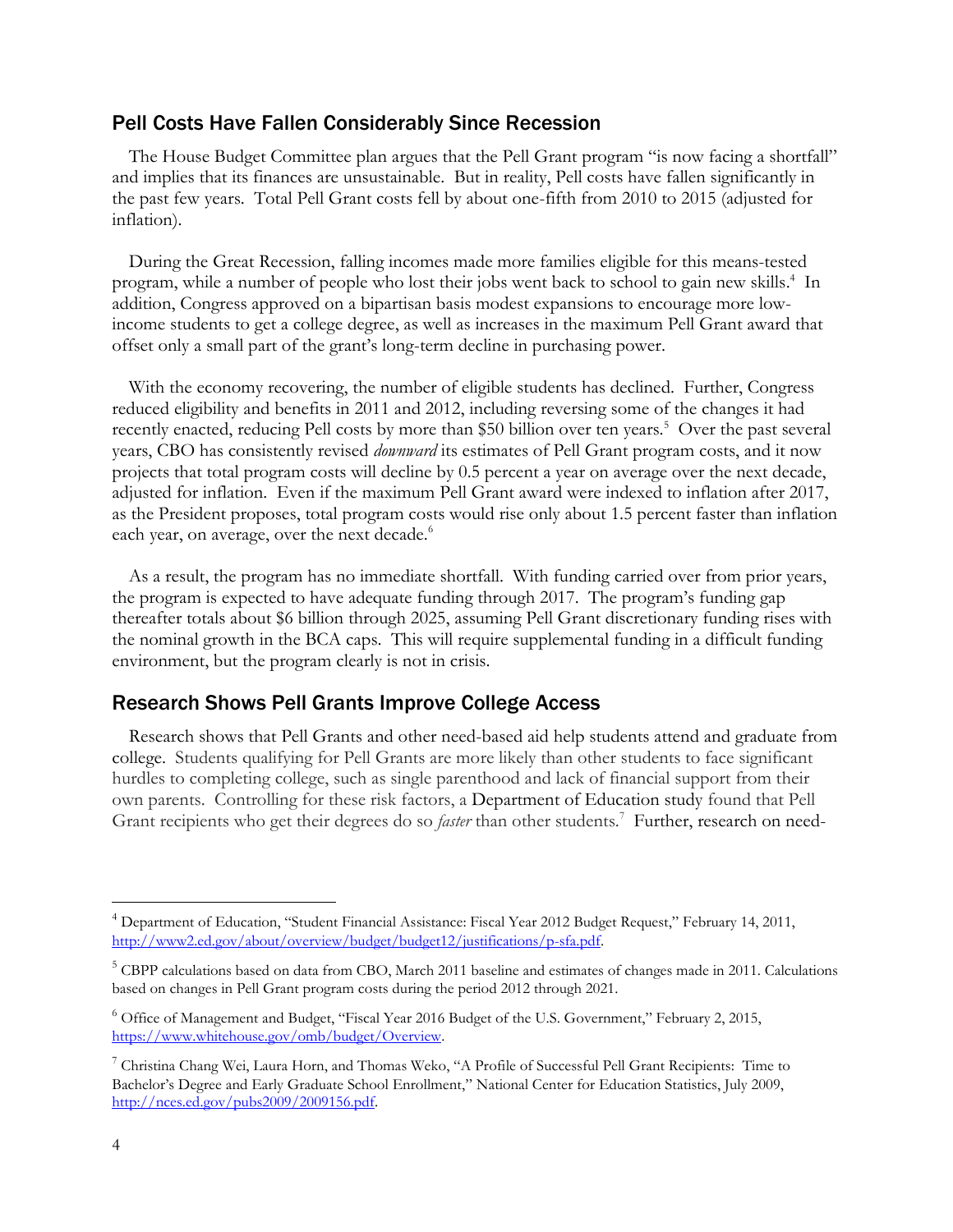## Pell Costs Have Fallen Considerably Since Recession

The House Budget Committee plan argues that the Pell Grant program "is now facing a shortfall" and implies that its finances are unsustainable. But in reality, Pell costs have fallen significantly in the past few years. Total Pell Grant costs fell by about one-fifth from 2010 to 2015 (adjusted for inflation).

During the Great Recession, falling incomes made more families eligible for this means-tested program, while a number of people who lost their jobs went back to school to gain new skills.[4] In addition, Congress approved on a bipartisan basis modest expansions to encourage more low-income students to get a college degree, as well as increases in the maximum Pell Grant award that offset only a small part of the grant's long-term decline in purchasing power.

With the economy recovering, the number of eligible students has declined. Further, Congress reduced eligibility and benefits in 2011 and 2012, including reversing some of the changes it had recently enacted, reducing Pell costs by more than $50 billion over ten years.[5] Over the past several years, CBO has consistently revised *downward* its estimates of Pell Grant program costs, and it now projects that total program costs will decline by 0.5 percent a year on average over the next decade, adjusted for inflation. Even if the maximum Pell Grant award were indexed to inflation after 2017, as the President proposes, total program costs would rise only about 1.5 percent faster than inflation each year, on average, over the next decade.[6]

As a result, the program has no immediate shortfall. With funding carried over from prior years, the program is expected to have adequate funding through 2017. The program's funding gap thereafter totals about $6 billion through 2025, assuming Pell Grant discretionary funding rises with the nominal growth in the BCA caps. This will require supplemental funding in a difficult funding environment, but the program clearly is not in crisis.

## Research Shows Pell Grants Improve College Access

Research shows that Pell Grants and other need-based aid help students attend and graduate from college. Students qualifying for Pell Grants are more likely than other students to face significant hurdles to completing college, such as single parenthood and lack of financial support from their own parents. Controlling for these risk factors, a Department of Education study found that Pell Grant recipients who get their degrees do so *faster* than other students.[7] Further, research on need-

---

[4] Department of Education, "Student Financial Assistance: Fiscal Year 2012 Budget Request," February 14, 2011, http://www2.ed.gov/about/overview/budget/budget12/justifications/p-sfa.pdf.

[5] CBPP calculations based on data from CBO, March 2011 baseline and estimates of changes made in 2011. Calculations based on changes in Pell Grant program costs during the period 2012 through 2021.

[6] Office of Management and Budget, "Fiscal Year 2016 Budget of the U.S. Government," February 2, 2015, https://www.whitehouse.gov/omb/budget/Overview.

[7] Christina Chang Wei, Laura Horn, and Thomas Weko, "A Profile of Successful Pell Grant Recipients: Time to Bachelor's Degree and Early Graduate School Enrollment," National Center for Education Statistics, July 2009, http://nces.ed.gov/pubs2009/2009156.pdf.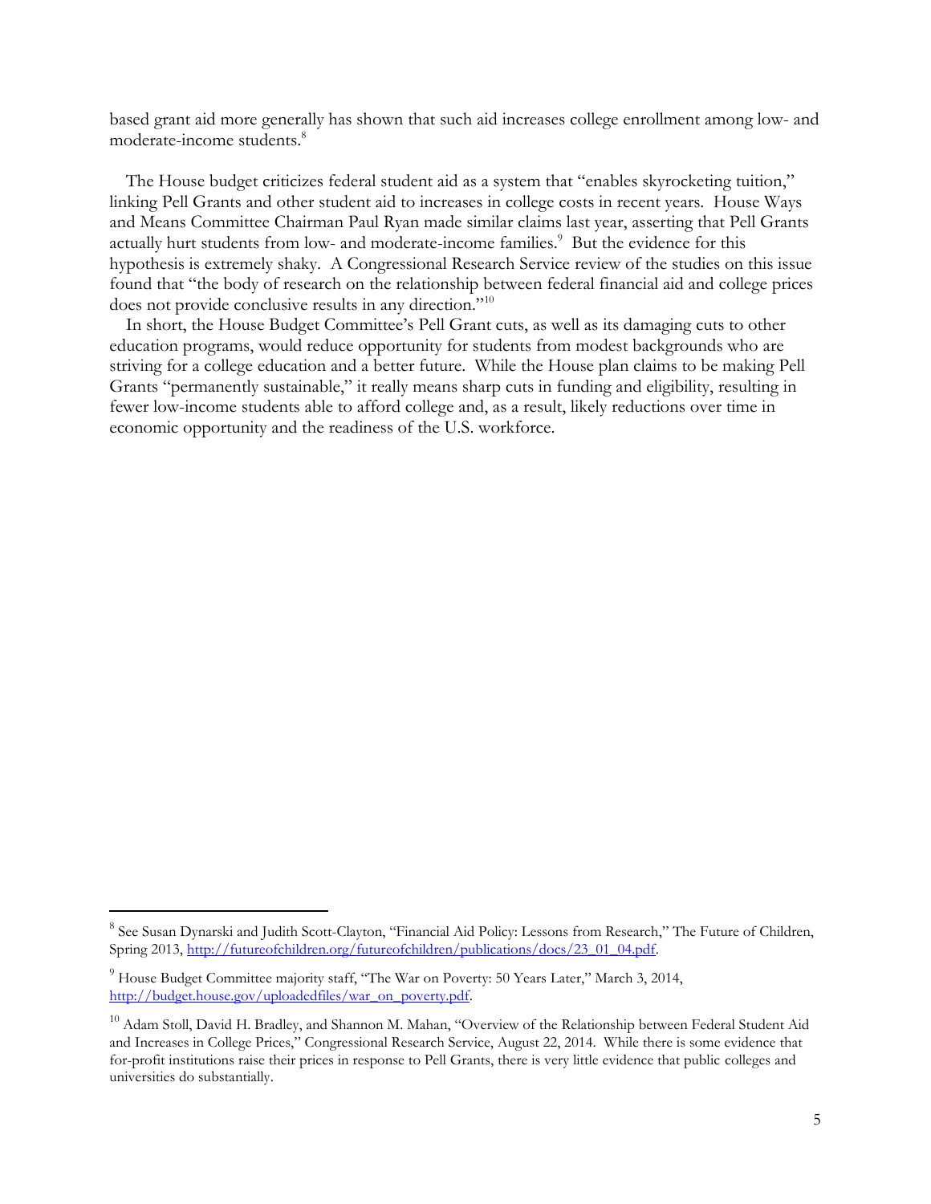based grant aid more generally has shown that such aid increases college enrollment among low- and moderate-income students.[8]

The House budget criticizes federal student aid as a system that "enables skyrocketing tuition," linking Pell Grants and other student aid to increases in college costs in recent years. House Ways and Means Committee Chairman Paul Ryan made similar claims last year, asserting that Pell Grants actually hurt students from low- and moderate-income families.[9] But the evidence for this hypothesis is extremely shaky. A Congressional Research Service review of the studies on this issue found that "the body of research on the relationship between federal financial aid and college prices does not provide conclusive results in any direction."[10]

In short, the House Budget Committee's Pell Grant cuts, as well as its damaging cuts to other education programs, would reduce opportunity for students from modest backgrounds who are striving for a college education and a better future. While the House plan claims to be making Pell Grants "permanently sustainable," it really means sharp cuts in funding and eligibility, resulting in fewer low-income students able to afford college and, as a result, likely reductions over time in economic opportunity and the readiness of the U.S. workforce.

---

[8] See Susan Dynarski and Judith Scott-Clayton, "Financial Aid Policy: Lessons from Research," The Future of Children, Spring 2013, http://futureofchildren.org/futureofchildren/publications/docs/23_01_04.pdf.

[9] House Budget Committee majority staff, "The War on Poverty: 50 Years Later," March 3, 2014, http://budget.house.gov/uploadedfiles/war_on_poverty.pdf.

[10] Adam Stoll, David H. Bradley, and Shannon M. Mahan, "Overview of the Relationship between Federal Student Aid and Increases in College Prices," Congressional Research Service, August 22, 2014. While there is some evidence that for-profit institutions raise their prices in response to Pell Grants, there is very little evidence that public colleges and universities do substantially.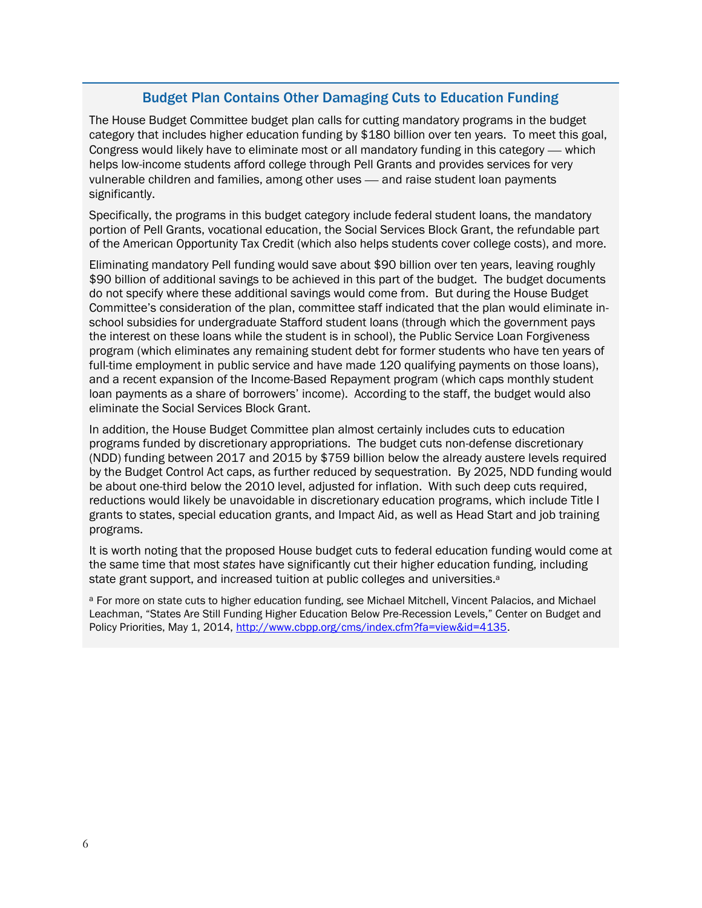## Budget Plan Contains Other Damaging Cuts to Education Funding

The House Budget Committee budget plan calls for cutting mandatory programs in the budget category that includes higher education funding by $180 billion over ten years. To meet this goal, Congress would likely have to eliminate most or all mandatory funding in this category — which helps low-income students afford college through Pell Grants and provides services for very vulnerable children and families, among other uses — and raise student loan payments significantly.

Specifically, the programs in this budget category include federal student loans, the mandatory portion of Pell Grants, vocational education, the Social Services Block Grant, the refundable part of the American Opportunity Tax Credit (which also helps students cover college costs), and more.

Eliminating mandatory Pell funding would save about $90 billion over ten years, leaving roughly $90 billion of additional savings to be achieved in this part of the budget. The budget documents do not specify where these additional savings would come from. But during the House Budget Committee's consideration of the plan, committee staff indicated that the plan would eliminate in-school subsidies for undergraduate Stafford student loans (through which the government pays the interest on these loans while the student is in school), the Public Service Loan Forgiveness program (which eliminates any remaining student debt for former students who have ten years of full-time employment in public service and have made 120 qualifying payments on those loans), and a recent expansion of the Income-Based Repayment program (which caps monthly student loan payments as a share of borrowers' income). According to the staff, the budget would also eliminate the Social Services Block Grant.

In addition, the House Budget Committee plan almost certainly includes cuts to education programs funded by discretionary appropriations. The budget cuts non-defense discretionary (NDD) funding between 2017 and 2015 by $759 billion below the already austere levels required by the Budget Control Act caps, as further reduced by sequestration. By 2025, NDD funding would be about one-third below the 2010 level, adjusted for inflation. With such deep cuts required, reductions would likely be unavoidable in discretionary education programs, which include Title I grants to states, special education grants, and Impact Aid, as well as Head Start and job training programs.

It is worth noting that the proposed House budget cuts to federal education funding would come at the same time that most *states* have significantly cut their higher education funding, including state grant support, and increased tuition at public colleges and universities.[a]

[a] For more on state cuts to higher education funding, see Michael Mitchell, Vincent Palacios, and Michael Leachman, "States Are Still Funding Higher Education Below Pre-Recession Levels," Center on Budget and Policy Priorities, May 1, 2014, http://www.cbpp.org/cms/index.cfm?fa=view&id=4135.